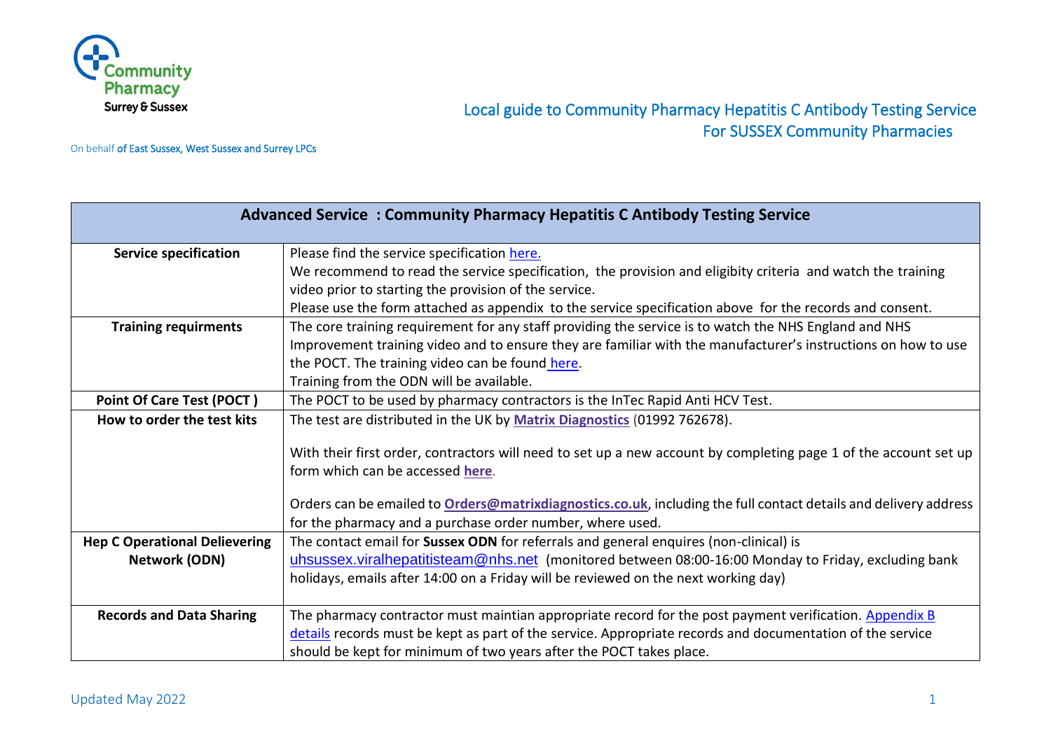Community Pharmacy Surrey & Sussex

On behalf of East Sussex, West Sussex and Surrey LPCs

# Local guide to Community Pharmacy Hepatitis C Antibody Testing Service For SUSSEX Community Pharmacies

| Advanced Service : Community Pharmacy Hepatitis C Antibody Testing Service | |
|---|---|
| **Service specification** | Please find the service specification here.<br>We recommend to read the service specification, the provision and eligibity criteria and watch the training video prior to starting the provision of the service.<br>Please use the form attached as appendix to the service specification above for the records and consent. |
| **Training requirments** | The core training requirement for any staff providing the service is to watch the NHS England and NHS Improvement training video and to ensure they are familiar with the manufacturer's instructions on how to use the POCT. The training video can be found here.<br>Training from the ODN will be available. |
| **Point Of Care Test (POCT )** | The POCT to be used by pharmacy contractors is the InTec Rapid Anti HCV Test. |
| **How to order the test kits** | The test are distributed in the UK by **Matrix Diagnostics** (01992 762678).<br><br>With their first order, contractors will need to set up a new account by completing page 1 of the account set up form which can be accessed **here**.<br><br>Orders can be emailed to **Orders@matrixdiagnostics.co.uk**, including the full contact details and delivery address for the pharmacy and a purchase order number, where used. |
| **Hep C Operational Delievering Network (ODN)** | The contact email for **Sussex ODN** for referrals and general enquires (non-clinical) is uhsussex.viralhepatitisteam@nhs.net (monitored between 08:00-16:00 Monday to Friday, excluding bank holidays, emails after 14:00 on a Friday will be reviewed on the next working day) |
| **Records and Data Sharing** | The pharmacy contractor must maintian appropriate record for the post payment verification. Appendix B details records must be kept as part of the service. Appropriate records and documentation of the service should be kept for minimum of two years after the POCT takes place. |

Updated May 2022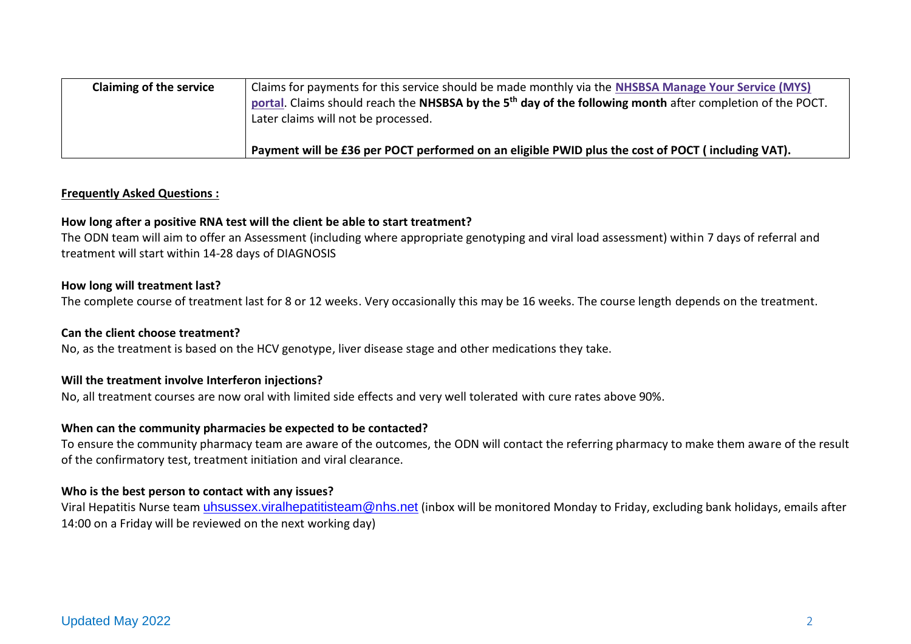| **Claiming of the service** | Claims for payments for this service should be made monthly via the **NHSBSA Manage Your Service (MYS) portal**. Claims should reach the **NHSBSA by the 5th day of the following month** after completion of the POCT. Later claims will not be processed.<br><br>**Payment will be £36 per POCT performed on an eligible PWID plus the cost of POCT ( including VAT).** |
|---|---|

**Frequently Asked Questions :**

**How long after a positive RNA test will the client be able to start treatment?**
The ODN team will aim to offer an Assessment (including where appropriate genotyping and viral load assessment) within 7 days of referral and treatment will start within 14-28 days of DIAGNOSIS

**How long will treatment last?**
The complete course of treatment last for 8 or 12 weeks. Very occasionally this may be 16 weeks. The course length depends on the treatment.

**Can the client choose treatment?**
No, as the treatment is based on the HCV genotype, liver disease stage and other medications they take.

**Will the treatment involve Interferon injections?**
No, all treatment courses are now oral with limited side effects and very well tolerated with cure rates above 90%.

**When can the community pharmacies be expected to be contacted?**
To ensure the community pharmacy team are aware of the outcomes, the ODN will contact the referring pharmacy to make them aware of the result of the confirmatory test, treatment initiation and viral clearance.

**Who is the best person to contact with any issues?**
Viral Hepatitis Nurse team uhsussex.viralhepatitisteam@nhs.net (inbox will be monitored Monday to Friday, excluding bank holidays, emails after 14:00 on a Friday will be reviewed on the next working day)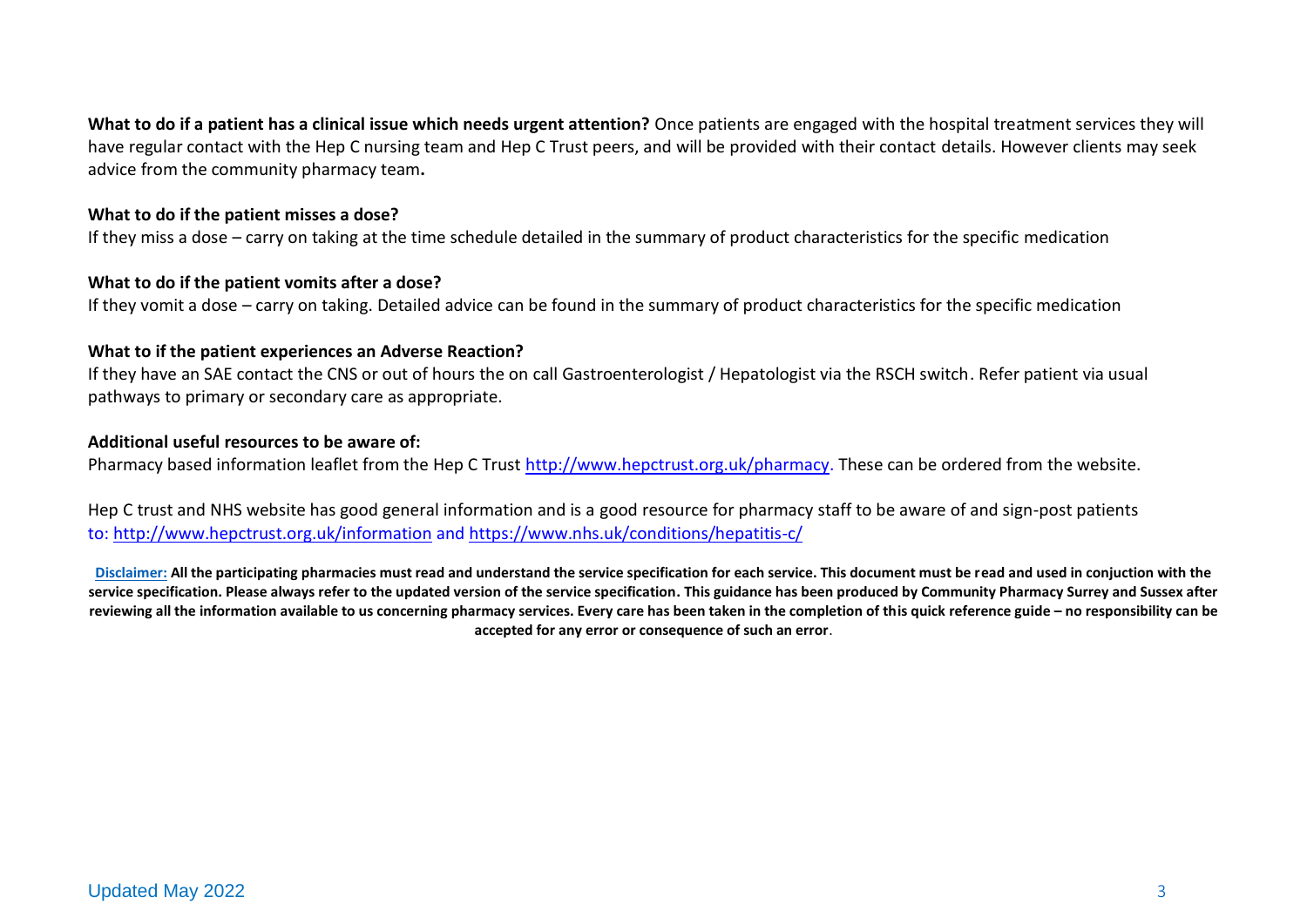**What to do if a patient has a clinical issue which needs urgent attention?** Once patients are engaged with the hospital treatment services they will have regular contact with the Hep C nursing team and Hep C Trust peers, and will be provided with their contact details. However clients may seek advice from the community pharmacy team**.**

**What to do if the patient misses a dose?**
If they miss a dose – carry on taking at the time schedule detailed in the summary of product characteristics for the specific medication

**What to do if the patient vomits after a dose?**
If they vomit a dose – carry on taking. Detailed advice can be found in the summary of product characteristics for the specific medication

**What to if the patient experiences an Adverse Reaction?**
If they have an SAE contact the CNS or out of hours the on call Gastroenterologist / Hepatologist via the RSCH switch. Refer patient via usual pathways to primary or secondary care as appropriate.

**Additional useful resources to be aware of:**
Pharmacy based information leaflet from the Hep C Trust http://www.hepctrust.org.uk/pharmacy. These can be ordered from the website.

Hep C trust and NHS website has good general information and is a good resource for pharmacy staff to be aware of and sign-post patients to: http://www.hepctrust.org.uk/information and https://www.nhs.uk/conditions/hepatitis-c/

**Disclaimer: All the participating pharmacies must read and understand the service specification for each service. This document must be read and used in conjuction with the service specification. Please always refer to the updated version of the service specification. This guidance has been produced by Community Pharmacy Surrey and Sussex after reviewing all the information available to us concerning pharmacy services. Every care has been taken in the completion of this quick reference guide – no responsibility can be accepted for any error or consequence of such an error**.

Updated May 2022